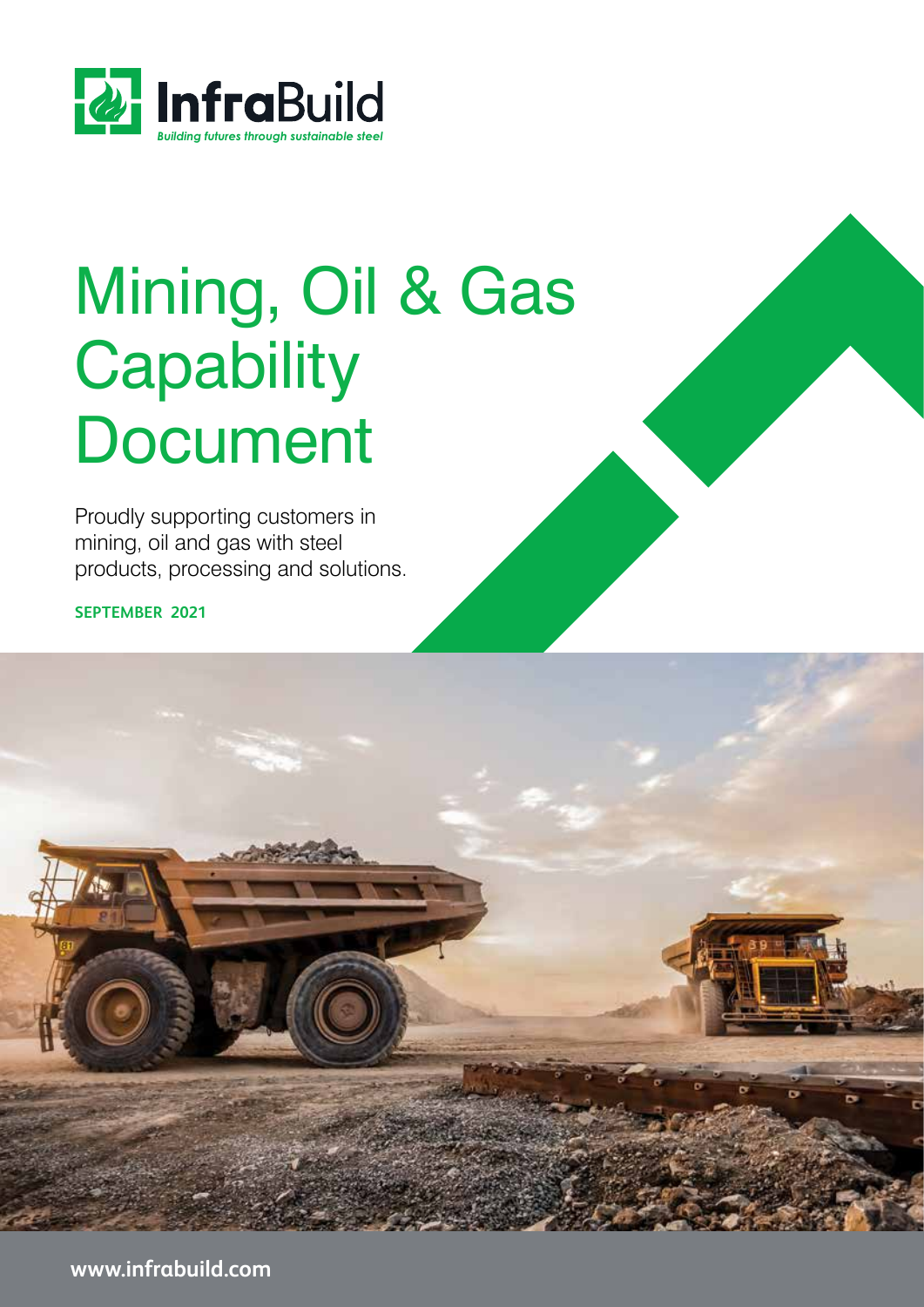InfraBuild

*Building futures through sustainable steel*

# Mining, Oil & Gas Capability Document

Proudly supporting customers in mining, oil and gas with steel products, processing and solutions.

**SEPTEMBER 2021**

**www.infrabuild.com**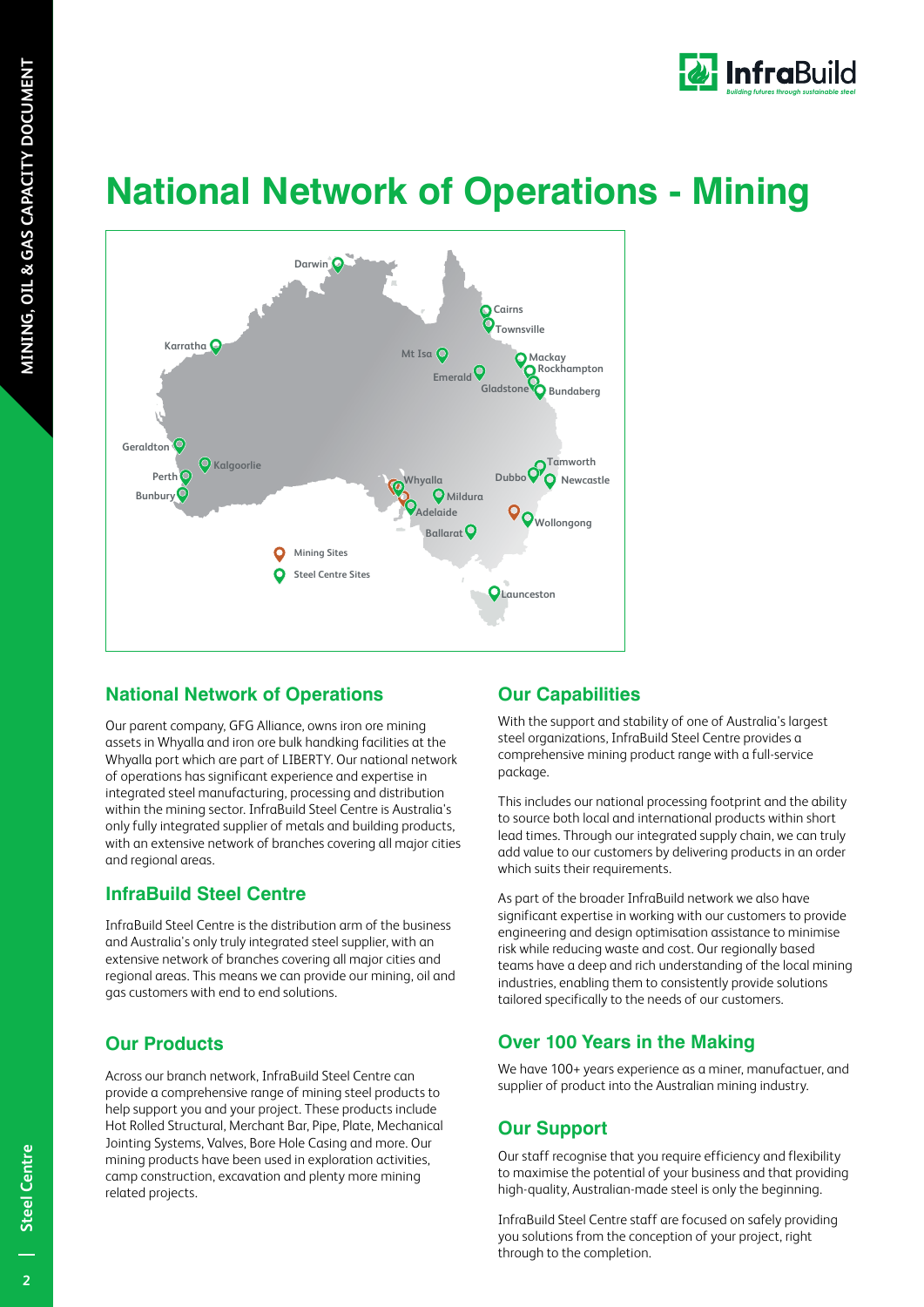# National Network of Operations - Mining

## National Network of Operations

Our parent company, GFG Alliance, owns iron ore mining assets in Whyalla and iron ore bulk handking facilities at the Whyalla port which are part of LIBERTY. Our national network of operations has significant experience and expertise in integrated steel manufacturing, processing and distribution within the mining sector. InfraBuild Steel Centre is Australia's only fully integrated supplier of metals and building products, with an extensive network of branches covering all major cities and regional areas.

## InfraBuild Steel Centre

InfraBuild Steel Centre is the distribution arm of the business and Australia's only truly integrated steel supplier, with an extensive network of branches covering all major cities and regional areas. This means we can provide our mining, oil and gas customers with end to end solutions.

## Our Products

Across our branch network, InfraBuild Steel Centre can provide a comprehensive range of mining steel products to help support you and your project. These products include Hot Rolled Structural, Merchant Bar, Pipe, Plate, Mechanical Jointing Systems, Valves, Bore Hole Casing and more. Our mining products have been used in exploration activities, camp construction, excavation and plenty more mining related projects.

## Our Capabilities

With the support and stability of one of Australia's largest steel organizations, InfraBuild Steel Centre provides a comprehensive mining product range with a full-service package.

This includes our national processing footprint and the ability to source both local and international products within short lead times. Through our integrated supply chain, we can truly add value to our customers by delivering products in an order which suits their requirements.

As part of the broader InfraBuild network we also have significant expertise in working with our customers to provide engineering and design optimisation assistance to minimise risk while reducing waste and cost. Our regionally based teams have a deep and rich understanding of the local mining industries, enabling them to consistently provide solutions tailored specifically to the needs of our customers.

## Over 100 Years in the Making

We have 100+ years experience as a miner, manufactuer, and supplier of product into the Australian mining industry.

## Our Support

Our staff recognise that you require efficiency and flexibility to maximise the potential of your business and that providing high-quality, Australian-made steel is only the beginning.

InfraBuild Steel Centre staff are focused on safely providing you solutions from the conception of your project, right through to the completion.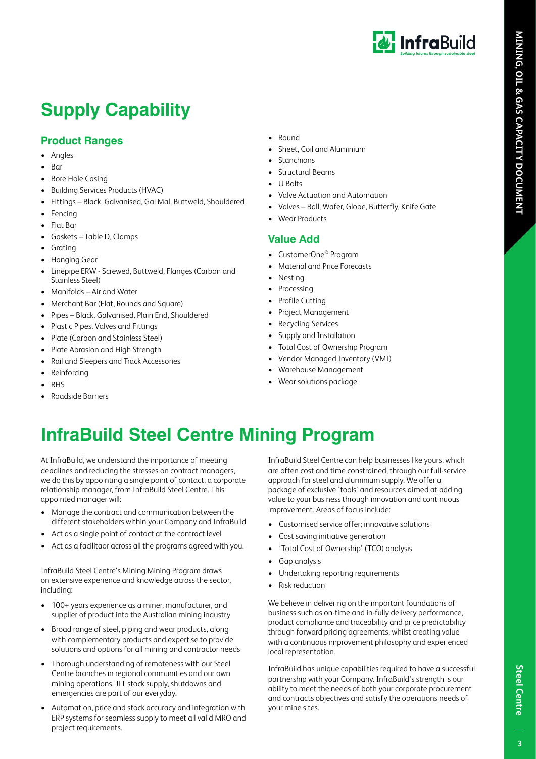# Supply Capability

## Product Ranges

- Angles
- Bar
- Bore Hole Casing
- Building Services Products (HVAC)
- Fittings – Black, Galvanised, Gal Mal, Buttweld, Shouldered
- Fencing
- Flat Bar
- Gaskets – Table D, Clamps
- Grating
- Hanging Gear
- Linepipe ERW - Screwed, Buttweld, Flanges (Carbon and Stainless Steel)
- Manifolds – Air and Water
- Merchant Bar (Flat, Rounds and Square)
- Pipes – Black, Galvanised, Plain End, Shouldered
- Plastic Pipes, Valves and Fittings
- Plate (Carbon and Stainless Steel)
- Plate Abrasion and High Strength
- Rail and Sleepers and Track Accessories
- Reinforcing
- RHS
- Roadside Barriers
- Round
- Sheet, Coil and Aluminium
- Stanchions
- Structural Beams
- U Bolts
- Valve Actuation and Automation
- Valves – Ball, Wafer, Globe, Butterfly, Knife Gate
- Wear Products

## Value Add

- CustomerOne© Program
- Material and Price Forecasts
- Nesting
- Processing
- Profile Cutting
- Project Management
- Recycling Services
- Supply and Installation
- Total Cost of Ownership Program
- Vendor Managed Inventory (VMI)
- Warehouse Management
- Wear solutions package

# InfraBuild Steel Centre Mining Program

At InfraBuild, we understand the importance of meeting deadlines and reducing the stresses on contract managers, we do this by appointing a single point of contact, a corporate relationship manager, from InfraBuild Steel Centre. This appointed manager will:

- Manage the contract and communication between the different stakeholders within your Company and InfraBuild
- Act as a single point of contact at the contract level
- Act as a facilitaor across all the programs agreed with you.

InfraBuild Steel Centre's Mining Mining Program draws on extensive experience and knowledge across the sector, including:

- 100+ years experience as a miner, manufacturer, and supplier of product into the Australian mining industry
- Broad range of steel, piping and wear products, along with complementary products and expertise to provide solutions and options for all mining and contractor needs
- Thorough understanding of remoteness with our Steel Centre branches in regional communities and our own mining operations. JIT stock supply, shutdowns and emergencies are part of our everyday.
- Automation, price and stock accuracy and integration with ERP systems for seamless supply to meet all valid MRO and project requirements.

InfraBuild Steel Centre can help businesses like yours, which are often cost and time constrained, through our full-service approach for steel and aluminium supply. We offer a package of exclusive 'tools' and resources aimed at adding value to your business through innovation and continuous improvement. Areas of focus include:

- Customised service offer; innovative solutions
- Cost saving initiative generation
- 'Total Cost of Ownership' (TCO) analysis
- Gap analysis
- Undertaking reporting requirements
- Risk reduction

We believe in delivering on the important foundations of business such as on-time and in-fully delivery performance, product compliance and traceability and price predictability through forward pricing agreements, whilst creating value with a continuous improvement philosophy and experienced local representation.

InfraBuild has unique capabilities required to have a successful partnership with your Company. InfraBuild's strength is our ability to meet the needs of both your corporate procurement and contracts objectives and satisfy the operations needs of your mine sites.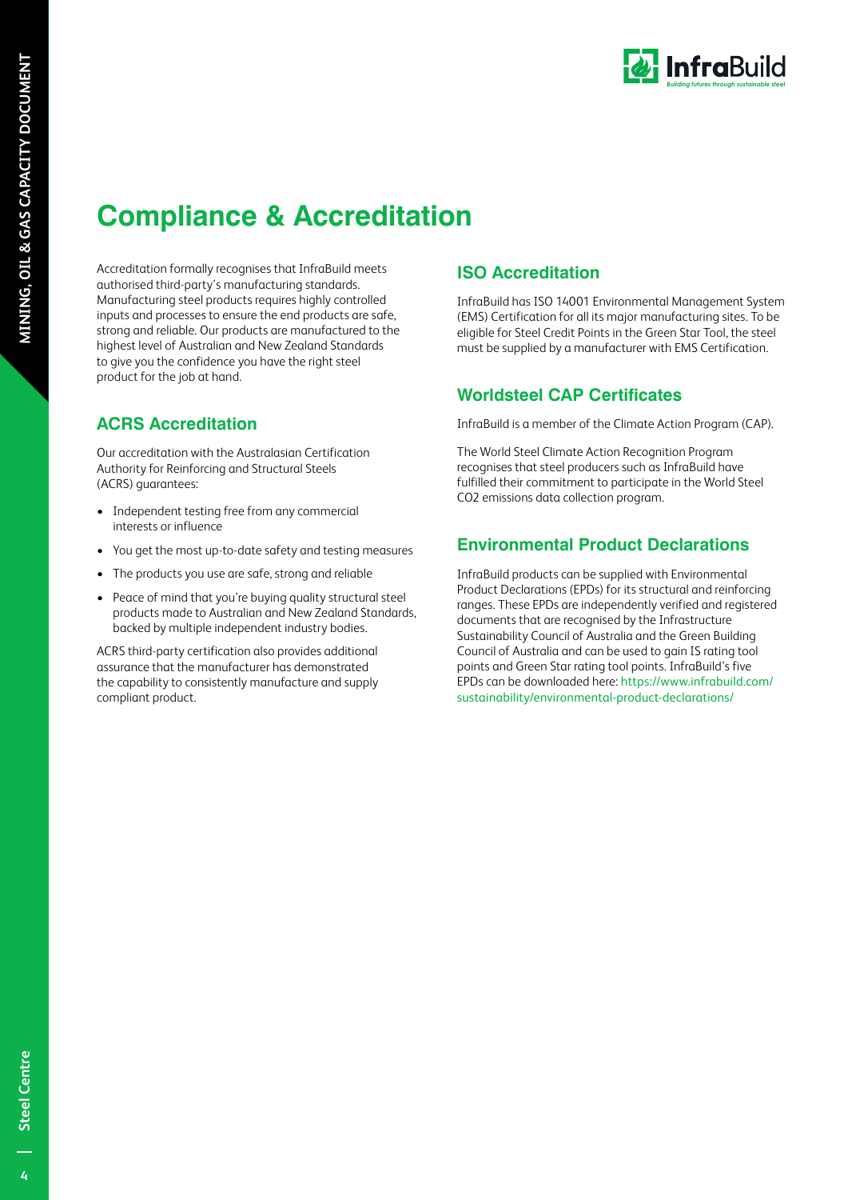# Compliance & Accreditation

Accreditation formally recognises that InfraBuild meets authorised third-party's manufacturing standards. Manufacturing steel products requires highly controlled inputs and processes to ensure the end products are safe, strong and reliable. Our products are manufactured to the highest level of Australian and New Zealand Standards to give you the confidence you have the right steel product for the job at hand.

## ACRS Accreditation

Our accreditation with the Australasian Certification Authority for Reinforcing and Structural Steels (ACRS) guarantees:

- Independent testing free from any commercial interests or influence
- You get the most up-to-date safety and testing measures
- The products you use are safe, strong and reliable
- Peace of mind that you're buying quality structural steel products made to Australian and New Zealand Standards, backed by multiple independent industry bodies.

ACRS third-party certification also provides additional assurance that the manufacturer has demonstrated the capability to consistently manufacture and supply compliant product.

## ISO Accreditation

InfraBuild has ISO 14001 Environmental Management System (EMS) Certification for all its major manufacturing sites. To be eligible for Steel Credit Points in the Green Star Tool, the steel must be supplied by a manufacturer with EMS Certification.

## Worldsteel CAP Certificates

InfraBuild is a member of the Climate Action Program (CAP).

The World Steel Climate Action Recognition Program recognises that steel producers such as InfraBuild have fulfilled their commitment to participate in the World Steel $CO_2$ emissions data collection program.

## Environmental Product Declarations

InfraBuild products can be supplied with Environmental Product Declarations (EPDs) for its structural and reinforcing ranges. These EPDs are independently verified and registered documents that are recognised by the Infrastructure Sustainability Council of Australia and the Green Building Council of Australia and can be used to gain IS rating tool points and Green Star rating tool points. InfraBuild's five EPDs can be downloaded here: https://www.infrabuild.com/sustainability/environmental-product-declarations/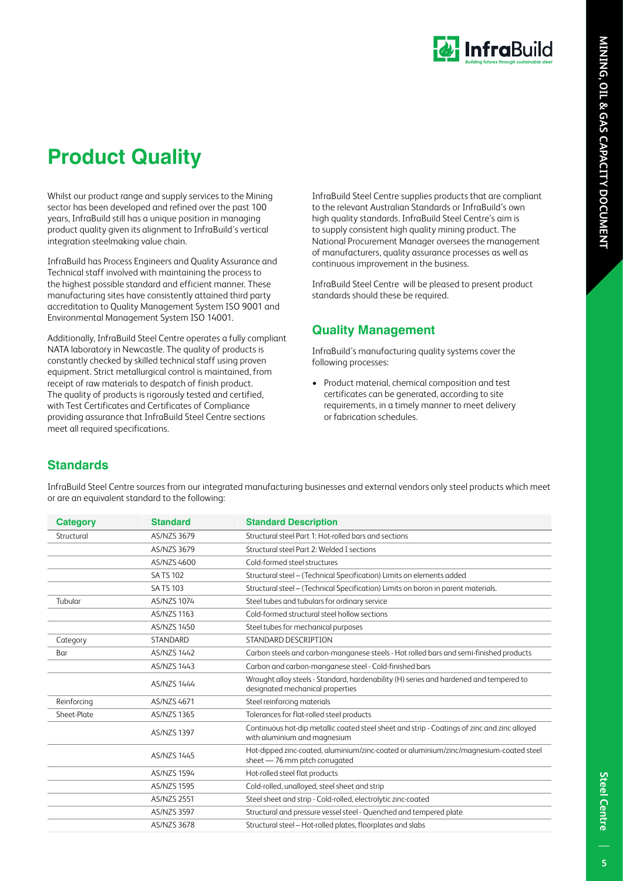# Product Quality

Whilst our product range and supply services to the Mining sector has been developed and refined over the past 100 years, InfraBuild still has a unique position in managing product quality given its alignment to InfraBuild's vertical integration steelmaking value chain.

InfraBuild has Process Engineers and Quality Assurance and Technical staff involved with maintaining the process to the highest possible standard and efficient manner. These manufacturing sites have consistently attained third party accreditation to Quality Management System ISO 9001 and Environmental Management System ISO 14001.

Additionally, InfraBuild Steel Centre operates a fully compliant NATA laboratory in Newcastle. The quality of products is constantly checked by skilled technical staff using proven equipment. Strict metallurgical control is maintained, from receipt of raw materials to despatch of finish product. The quality of products is rigorously tested and certified, with Test Certificates and Certificates of Compliance providing assurance that InfraBuild Steel Centre sections meet all required specifications.

InfraBuild Steel Centre supplies products that are compliant to the relevant Australian Standards or InfraBuild's own high quality standards. InfraBuild Steel Centre's aim is to supply consistent high quality mining product. The National Procurement Manager oversees the management of manufacturers, quality assurance processes as well as continuous improvement in the business.

InfraBuild Steel Centre will be pleased to present product standards should these be required.

## Quality Management

InfraBuild's manufacturing quality systems cover the following processes:

- Product material, chemical composition and test certificates can be generated, according to site requirements, in a timely manner to meet delivery or fabrication schedules.

## Standards

InfraBuild Steel Centre sources from our integrated manufacturing businesses and external vendors only steel products which meet or are an equivalent standard to the following:

| Category | Standard | Standard Description |
|---|---|---|
| Structural | AS/NZS 3679 | Structural steel Part 1: Hot-rolled bars and sections |
| | AS/NZS 3679 | Structural steel Part 2: Welded I sections |
| | AS/NZS 4600 | Cold-formed steel structures |
| | SA TS 102 | Structural steel – (Technical Specification) Limits on elements added |
| | SA TS 103 | Structural steel – (Technical Specification) Limits on boron in parent materials. |
| Tubular | AS/NZS 1074 | Steel tubes and tubulars for ordinary service |
| | AS/NZS 1163 | Cold-formed structural steel hollow sections |
| | AS/NZS 1450 | Steel tubes for mechanical purposes |
| Category | STANDARD | STANDARD DESCRIPTION |
| Bar | AS/NZS 1442 | Carbon steels and carbon-manganese steels - Hot rolled bars and semi-finished products |
| | AS/NZS 1443 | Carbon and carbon-manganese steel - Cold-finished bars |
| | AS/NZS 1444 | Wrought alloy steels - Standard, hardenability (H) series and hardened and tempered to designated mechanical properties |
| Reinforcing | AS/NZS 4671 | Steel reinforcing materials |
| Sheet-Plate | AS/NZS 1365 | Tolerances for flat-rolled steel products |
| | AS/NZS 1397 | Continuous hot-dip metallic coated steel sheet and strip - Coatings of zinc and zinc alloyed with aluminium and magnesium |
| | AS/NZS 1445 | Hot-dipped zinc-coated, aluminium/zinc-coated or aluminium/zinc/magnesium-coated steel sheet — 76 mm pitch corrugated |
| | AS/NZS 1594 | Hot-rolled steel flat products |
| | AS/NZS 1595 | Cold-rolled, unalloyed, steel sheet and strip |
| | AS/NZS 2551 | Steel sheet and strip - Cold-rolled, electrolytic zinc-coated |
| | AS/NZS 3597 | Structural and pressure vessel steel - Quenched and tempered plate |
| | AS/NZS 3678 | Structural steel – Hot-rolled plates, floorplates and slabs |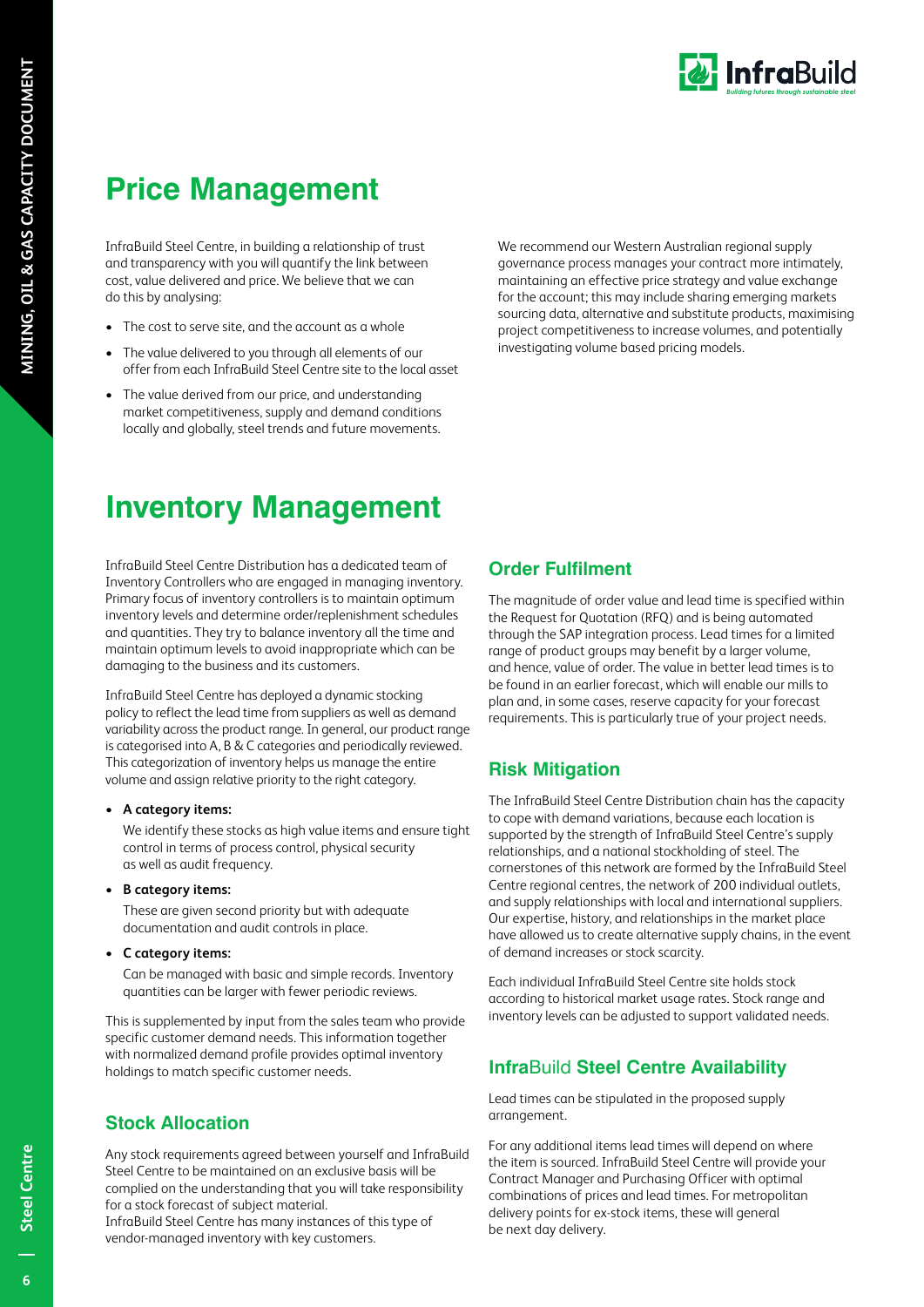# Price Management

InfraBuild Steel Centre, in building a relationship of trust and transparency with you will quantify the link between cost, value delivered and price. We believe that we can do this by analysing:

- The cost to serve site, and the account as a whole
- The value delivered to you through all elements of our offer from each InfraBuild Steel Centre site to the local asset
- The value derived from our price, and understanding market competitiveness, supply and demand conditions locally and globally, steel trends and future movements.

We recommend our Western Australian regional supply governance process manages your contract more intimately, maintaining an effective price strategy and value exchange for the account; this may include sharing emerging markets sourcing data, alternative and substitute products, maximising project competitiveness to increase volumes, and potentially investigating volume based pricing models.

# Inventory Management

InfraBuild Steel Centre Distribution has a dedicated team of Inventory Controllers who are engaged in managing inventory. Primary focus of inventory controllers is to maintain optimum inventory levels and determine order/replenishment schedules and quantities. They try to balance inventory all the time and maintain optimum levels to avoid inappropriate which can be damaging to the business and its customers.

InfraBuild Steel Centre has deployed a dynamic stocking policy to reflect the lead time from suppliers as well as demand variability across the product range. In general, our product range is categorised into A, B & C categories and periodically reviewed. This categorization of inventory helps us manage the entire volume and assign relative priority to the right category.

- **A category items:**

  We identify these stocks as high value items and ensure tight control in terms of process control, physical security as well as audit frequency.

- **B category items:**

  These are given second priority but with adequate documentation and audit controls in place.

- **C category items:**

  Can be managed with basic and simple records. Inventory quantities can be larger with fewer periodic reviews.

This is supplemented by input from the sales team who provide specific customer demand needs. This information together with normalized demand profile provides optimal inventory holdings to match specific customer needs.

## Stock Allocation

Any stock requirements agreed between yourself and InfraBuild Steel Centre to be maintained on an exclusive basis will be complied on the understanding that you will take responsibility for a stock forecast of subject material.
InfraBuild Steel Centre has many instances of this type of vendor-managed inventory with key customers.

## Order Fulfilment

The magnitude of order value and lead time is specified within the Request for Quotation (RFQ) and is being automated through the SAP integration process. Lead times for a limited range of product groups may benefit by a larger volume, and hence, value of order. The value in better lead times is to be found in an earlier forecast, which will enable our mills to plan and, in some cases, reserve capacity for your forecast requirements. This is particularly true of your project needs.

## Risk Mitigation

The InfraBuild Steel Centre Distribution chain has the capacity to cope with demand variations, because each location is supported by the strength of InfraBuild Steel Centre's supply relationships, and a national stockholding of steel. The cornerstones of this network are formed by the InfraBuild Steel Centre regional centres, the network of 200 individual outlets, and supply relationships with local and international suppliers. Our expertise, history, and relationships in the market place have allowed us to create alternative supply chains, in the event of demand increases or stock scarcity.

Each individual InfraBuild Steel Centre site holds stock according to historical market usage rates. Stock range and inventory levels can be adjusted to support validated needs.

## InfraBuild Steel Centre Availability

Lead times can be stipulated in the proposed supply arrangement.

For any additional items lead times will depend on where the item is sourced. InfraBuild Steel Centre will provide your Contract Manager and Purchasing Officer with optimal combinations of prices and lead times. For metropolitan delivery points for ex-stock items, these will general be next day delivery.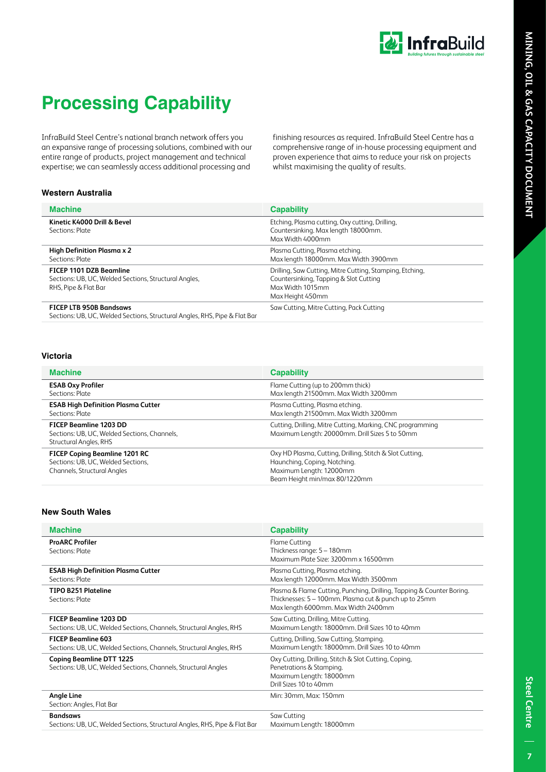# Processing Capability

InfraBuild Steel Centre's national branch network offers you an expansive range of processing solutions, combined with our entire range of products, project management and technical expertise; we can seamlessly access additional processing and finishing resources as required. InfraBuild Steel Centre has a comprehensive range of in-house processing equipment and proven experience that aims to reduce your risk on projects whilst maximising the quality of results.

### Western Australia

| Machine | Capability |
| --- | --- |
| **Kinetic K4000 Drill & Bevel**<br>Sections: Plate | Etching, Plasma cutting, Oxy cutting, Drilling, Countersinking. Max length 18000mm. Max Width 4000mm |
| **High Definition Plasma x 2**<br>Sections: Plate | Plasma Cutting, Plasma etching.<br>Max length 18000mm. Max Width 3900mm |
| **FICEP 1101 DZB Beamline**<br>Sections: UB, UC, Welded Sections, Structural Angles, RHS, Pipe & Flat Bar | Drilling, Saw Cutting, Mitre Cutting, Stamping, Etching, Countersinking, Tapping & Slot Cutting<br>Max Width 1015mm<br>Max Height 450mm |
| **FICEP LTB 950B Bandsaws**<br>Sections: UB, UC, Welded Sections, Structural Angles, RHS, Pipe & Flat Bar | Saw Cutting, Mitre Cutting, Pack Cutting |

### Victoria

| Machine | Capability |
| --- | --- |
| **ESAB Oxy Profiler**<br>Sections: Plate | Flame Cutting (up to 200mm thick)<br>Max length 21500mm. Max Width 3200mm |
| **ESAB High Definition Plasma Cutter**<br>Sections: Plate | Plasma Cutting, Plasma etching.<br>Max length 21500mm. Max Width 3200mm |
| **FICEP Beamline 1203 DD**<br>Sections: UB, UC, Welded Sections, Channels, Structural Angles, RHS | Cutting, Drilling, Mitre Cutting, Marking, CNC programming<br>Maximum Length: 20000mm. Drill Sizes 5 to 50mm |
| **FICEP Coping Beamline 1201 RC**<br>Sections: UB, UC, Welded Sections, Channels, Structural Angles | Oxy HD Plasma, Cutting, Drilling, Stitch & Slot Cutting, Haunching, Coping, Notching.<br>Maximum Length: 12000mm<br>Beam Height min/max 80/1220mm |

### New South Wales

| Machine | Capability |
| --- | --- |
| **ProARC Profiler**<br>Sections: Plate | Flame Cutting<br>Thickness range: 5 – 180mm<br>Maximum Plate Size: 3200mm x 16500mm |
| **ESAB High Definition Plasma Cutter**<br>Sections: Plate | Plasma Cutting, Plasma etching.<br>Max length 12000mm. Max Width 3500mm |
| **TIPO B251 Plateline**<br>Sections: Plate | Plasma & Flame Cutting, Punching, Drilling, Tapping & Counter Boring.<br>Thicknesses: 5 – 100mm. Plasma cut & punch up to 25mm<br>Max length 6000mm. Max Width 2400mm |
| **FICEP Beamline 1203 DD**<br>Sections: UB, UC, Welded Sections, Channels, Structural Angles, RHS | Saw Cutting, Drilling, Mitre Cutting.<br>Maximum Length: 18000mm. Drill Sizes 10 to 40mm |
| **FICEP Beamline 603**<br>Sections: UB, UC, Welded Sections, Channels, Structural Angles, RHS | Cutting, Drilling, Saw Cutting, Stamping.<br>Maximum Length: 18000mm. Drill Sizes 10 to 40mm |
| **Coping Beamline DTT 1225**<br>Sections: UB, UC, Welded Sections, Channels, Structural Angles | Oxy Cutting, Drilling, Stitch & Slot Cutting, Coping, Penetrations & Stamping.<br>Maximum Length: 18000mm<br>Drill Sizes 10 to 40mm |
| **Angle Line**<br>Section: Angles, Flat Bar | Min: 30mm, Max: 150mm |
| **Bandsaws**<br>Sections: UB, UC, Welded Sections, Structural Angles, RHS, Pipe & Flat Bar | Saw Cutting<br>Maximum Length: 18000mm |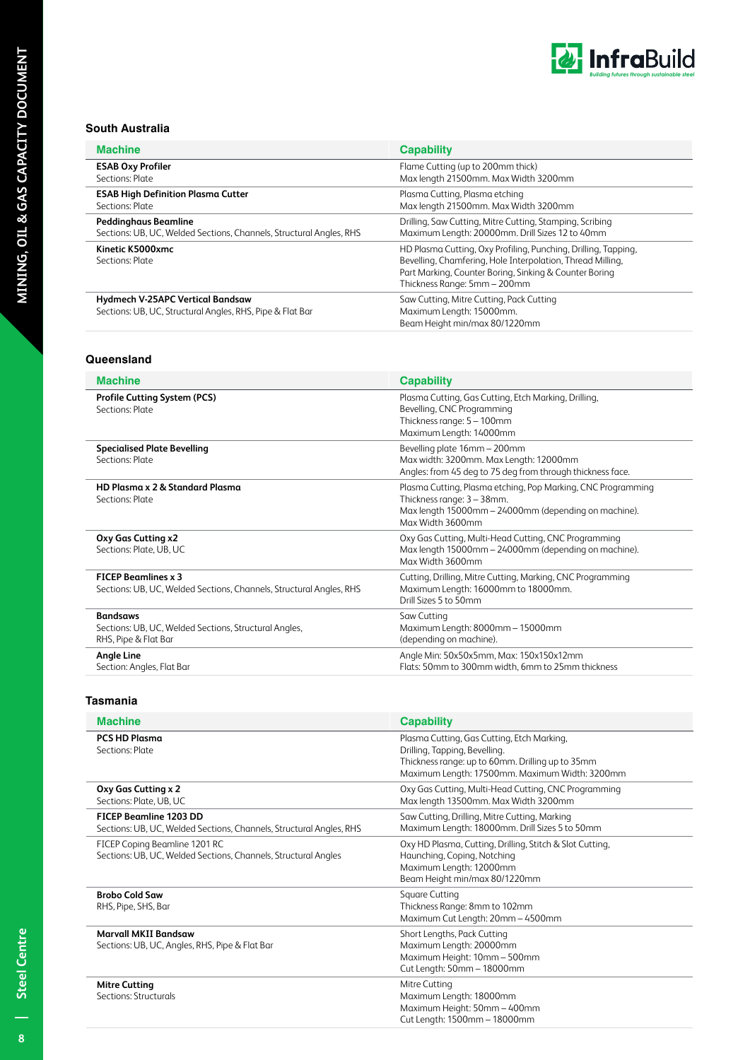## South Australia

| Machine | Capability |
|---|---|
| **ESAB Oxy Profiler**<br>Sections: Plate | Flame Cutting (up to 200mm thick)<br>Max length 21500mm. Max Width 3200mm |
| **ESAB High Definition Plasma Cutter**<br>Sections: Plate | Plasma Cutting, Plasma etching<br>Max length 21500mm. Max Width 3200mm |
| **Peddinghaus Beamline**<br>Sections: UB, UC, Welded Sections, Channels, Structural Angles, RHS | Drilling, Saw Cutting, Mitre Cutting, Stamping, Scribing<br>Maximum Length: 20000mm. Drill Sizes 12 to 40mm |
| **Kinetic K5000xmc**<br>Sections: Plate | HD Plasma Cutting, Oxy Profiling, Punching, Drilling, Tapping, Bevelling, Chamfering, Hole Interpolation, Thread Milling, Part Marking, Counter Boring, Sinking & Counter Boring<br>Thickness Range: 5mm – 200mm |
| **Hydmech V-25APC Vertical Bandsaw**<br>Sections: UB, UC, Structural Angles, RHS, Pipe & Flat Bar | Saw Cutting, Mitre Cutting, Pack Cutting<br>Maximum Length: 15000mm.<br>Beam Height min/max 80/1220mm |

## Queensland

| Machine | Capability |
|---|---|
| **Profile Cutting System (PCS)**<br>Sections: Plate | Plasma Cutting, Gas Cutting, Etch Marking, Drilling, Bevelling, CNC Programming<br>Thickness range: 5 – 100mm<br>Maximum Length: 14000mm |
| **Specialised Plate Bevelling**<br>Sections: Plate | Bevelling plate 16mm – 200mm<br>Max width: 3200mm. Max Length: 12000mm<br>Angles: from 45 deg to 75 deg from through thickness face. |
| **HD Plasma x 2 & Standard Plasma**<br>Sections: Plate | Plasma Cutting, Plasma etching, Pop Marking, CNC Programming<br>Thickness range: 3 – 38mm.<br>Max length 15000mm – 24000mm (depending on machine).<br>Max Width 3600mm |
| **Oxy Gas Cutting x2**<br>Sections: Plate, UB, UC | Oxy Gas Cutting, Multi-Head Cutting, CNC Programming<br>Max length 15000mm – 24000mm (depending on machine).<br>Max Width 3600mm |
| **FICEP Beamlines x 3**<br>Sections: UB, UC, Welded Sections, Channels, Structural Angles, RHS | Cutting, Drilling, Mitre Cutting, Marking, CNC Programming<br>Maximum Length: 16000mm to 18000mm.<br>Drill Sizes 5 to 50mm |
| **Bandsaws**<br>Sections: UB, UC, Welded Sections, Structural Angles, RHS, Pipe & Flat Bar | Saw Cutting<br>Maximum Length: 8000mm – 15000mm<br>(depending on machine). |
| **Angle Line**<br>Section: Angles, Flat Bar | Angle Min: 50x50x5mm, Max: 150x150x12mm<br>Flats: 50mm to 300mm width, 6mm to 25mm thickness |

## Tasmania

| Machine | Capability |
|---|---|
| **PCS HD Plasma**<br>Sections: Plate | Plasma Cutting, Gas Cutting, Etch Marking, Drilling, Tapping, Bevelling.<br>Thickness range: up to 60mm. Drilling up to 35mm<br>Maximum Length: 17500mm. Maximum Width: 3200mm |
| **Oxy Gas Cutting x 2**<br>Sections: Plate, UB, UC | Oxy Gas Cutting, Multi-Head Cutting, CNC Programming<br>Max length 13500mm. Max Width 3200mm |
| **FICEP Beamline 1203 DD**<br>Sections: UB, UC, Welded Sections, Channels, Structural Angles, RHS | Saw Cutting, Drilling, Mitre Cutting, Marking<br>Maximum Length: 18000mm. Drill Sizes 5 to 50mm |
| FICEP Coping Beamline 1201 RC<br>Sections: UB, UC, Welded Sections, Channels, Structural Angles | Oxy HD Plasma, Cutting, Drilling, Stitch & Slot Cutting, Haunching, Coping, Notching<br>Maximum Length: 12000mm<br>Beam Height min/max 80/1220mm |
| **Brobo Cold Saw**<br>RHS, Pipe, SHS, Bar | Square Cutting<br>Thickness Range: 8mm to 102mm<br>Maximum Cut Length: 20mm – 4500mm |
| **Marvall MKII Bandsaw**<br>Sections: UB, UC, Angles, RHS, Pipe & Flat Bar | Short Lengths, Pack Cutting<br>Maximum Length: 20000mm<br>Maximum Height: 10mm – 500mm<br>Cut Length: 50mm – 18000mm |
| **Mitre Cutting**<br>Sections: Structurals | Mitre Cutting<br>Maximum Length: 18000mm<br>Maximum Height: 50mm – 400mm<br>Cut Length: 1500mm – 18000mm |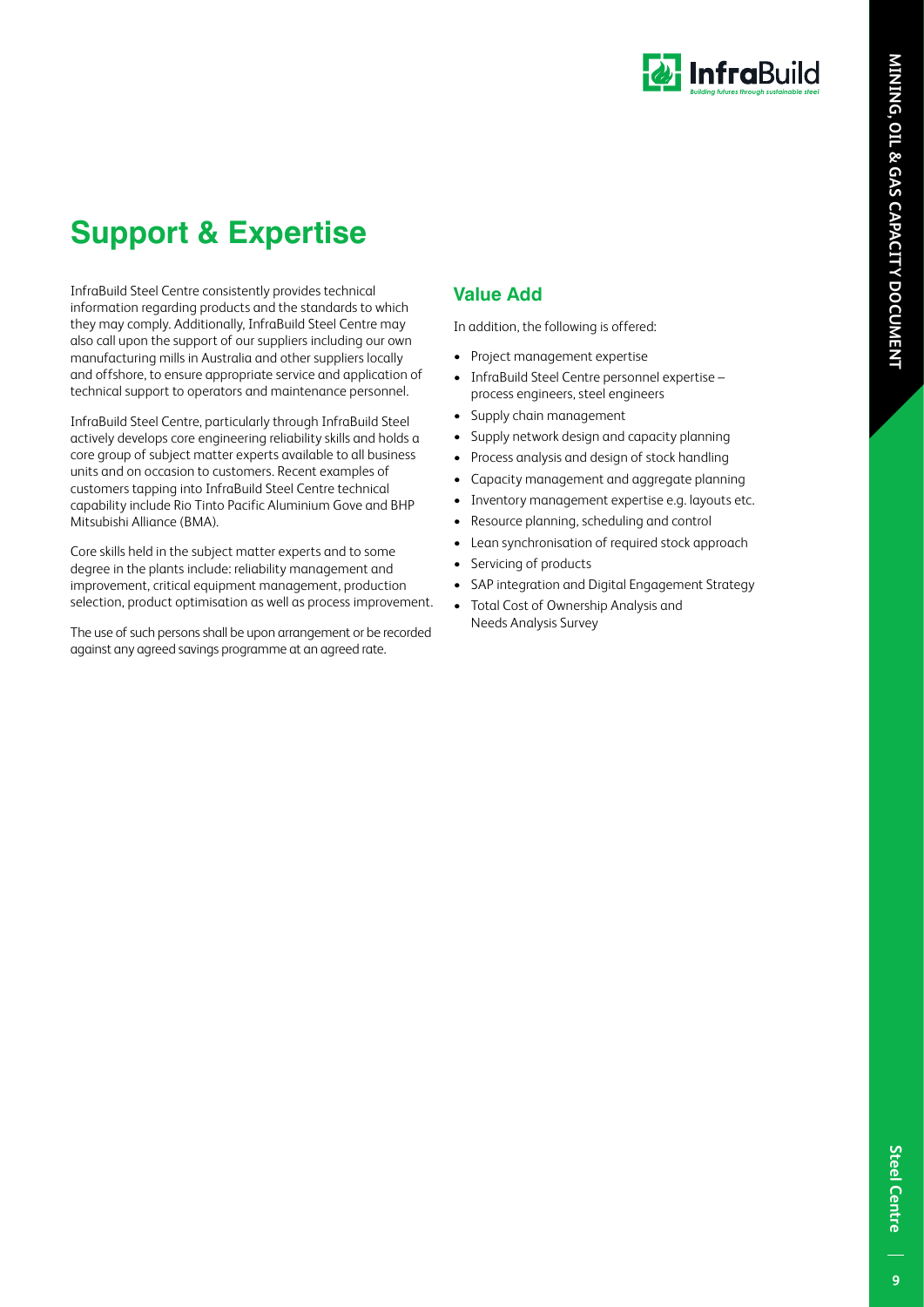# Support & Expertise

InfraBuild Steel Centre consistently provides technical information regarding products and the standards to which they may comply. Additionally, InfraBuild Steel Centre may also call upon the support of our suppliers including our own manufacturing mills in Australia and other suppliers locally and offshore, to ensure appropriate service and application of technical support to operators and maintenance personnel.

InfraBuild Steel Centre, particularly through InfraBuild Steel actively develops core engineering reliability skills and holds a core group of subject matter experts available to all business units and on occasion to customers. Recent examples of customers tapping into InfraBuild Steel Centre technical capability include Rio Tinto Pacific Aluminium Gove and BHP Mitsubishi Alliance (BMA).

Core skills held in the subject matter experts and to some degree in the plants include: reliability management and improvement, critical equipment management, production selection, product optimisation as well as process improvement.

The use of such persons shall be upon arrangement or be recorded against any agreed savings programme at an agreed rate.

## Value Add

In addition, the following is offered:

- Project management expertise
- InfraBuild Steel Centre personnel expertise – process engineers, steel engineers
- Supply chain management
- Supply network design and capacity planning
- Process analysis and design of stock handling
- Capacity management and aggregate planning
- Inventory management expertise e.g. layouts etc.
- Resource planning, scheduling and control
- Lean synchronisation of required stock approach
- Servicing of products
- SAP integration and Digital Engagement Strategy
- Total Cost of Ownership Analysis and Needs Analysis Survey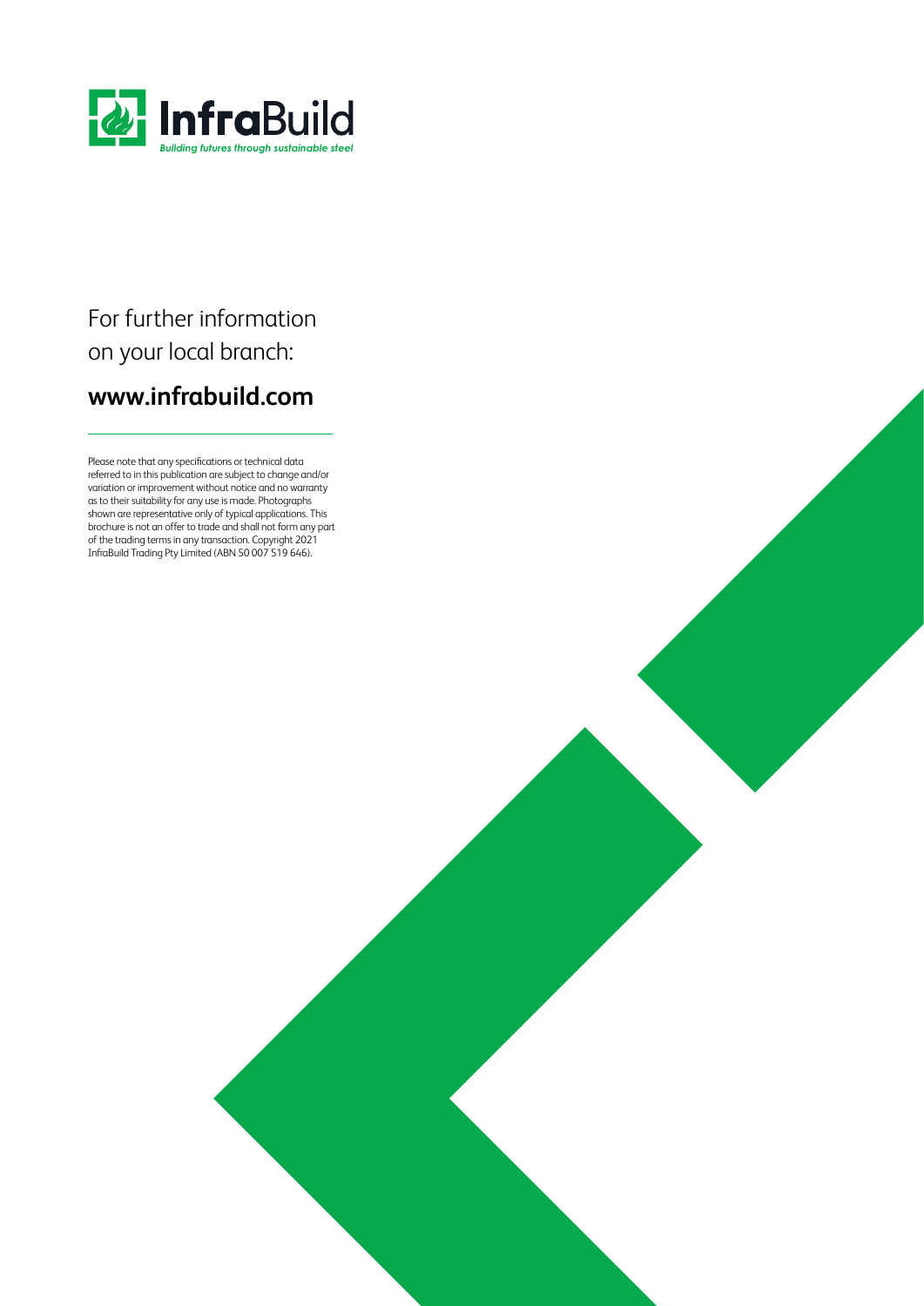InfraBuild

*Building futures through sustainable steel*

For further information on your local branch:

**www.infrabuild.com**

Please note that any specifications or technical data referred to in this publication are subject to change and/or variation or improvement without notice and no warranty as to their suitability for any use is made. Photographs shown are representative only of typical applications. This brochure is not an offer to trade and shall not form any part of the trading terms in any transaction. Copyright 2021 InfraBuild Trading Pty Limited (ABN 50 007 519 646).